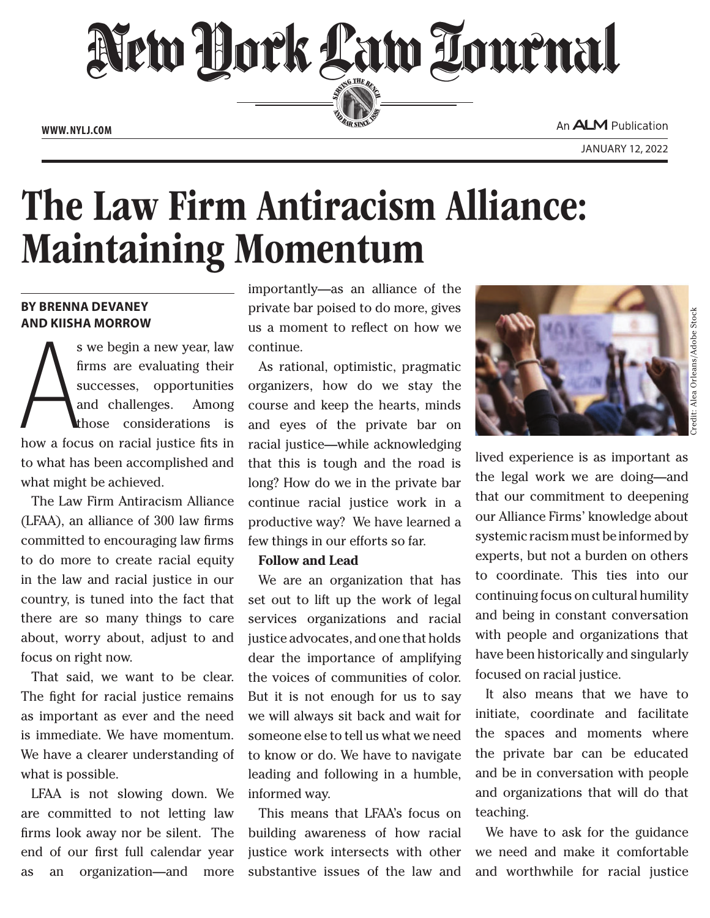# The Law Firm Antiracism Alliance: Maintaining Momentum

**BY BRENNA DEVANEY AND KIISHA MORROW**

As we begin a new year, law firms are evaluating their successes, opportunities and challenges. Among those considerations is how a focus on racial justice fits in to what has been accomplished and what might be achieved.

The Law Firm Antiracism Alliance (LFAA), an alliance of 300 law firms committed to encouraging law firms to do more to create racial equity in the law and racial justice in our country, is tuned into the fact that there are so many things to care about, worry about, adjust to and focus on right now.

That said, we want to be clear. The fight for racial justice remains as important as ever and the need is immediate. We have momentum. We have a clearer understanding of what is possible.

LFAA is not slowing down. We are committed to not letting law firms look away nor be silent. The end of our first full calendar year as an organization—and more importantly—as an alliance of the private bar poised to do more, gives us a moment to reflect on how we continue.

As rational, optimistic, pragmatic organizers, how do we stay the course and keep the hearts, minds and eyes of the private bar on racial justice—while acknowledging that this is tough and the road is long? How do we in the private bar continue racial justice work in a productive way? We have learned a few things in our efforts so far.

**Follow and Lead**

We are an organization that has set out to lift up the work of legal services organizations and racial justice advocates, and one that holds dear the importance of amplifying the voices of communities of color. But it is not enough for us to say we will always sit back and wait for someone else to tell us what we need to know or do. We have to navigate leading and following in a humble, informed way.

This means that LFAA's focus on building awareness of how racial justice work intersects with other substantive issues of the law and lived experience is as important as the legal work we are doing—and that our commitment to deepening our Alliance Firms' knowledge about systemic racism must be informed by experts, but not a burden on others to coordinate. This ties into our continuing focus on cultural humility and being in constant conversation with people and organizations that have been historically and singularly focused on racial justice.

It also means that we have to initiate, coordinate and facilitate the spaces and moments where the private bar can be educated and be in conversation with people and organizations that will do that teaching.

We have to ask for the guidance we need and make it comfortable and worthwhile for racial justice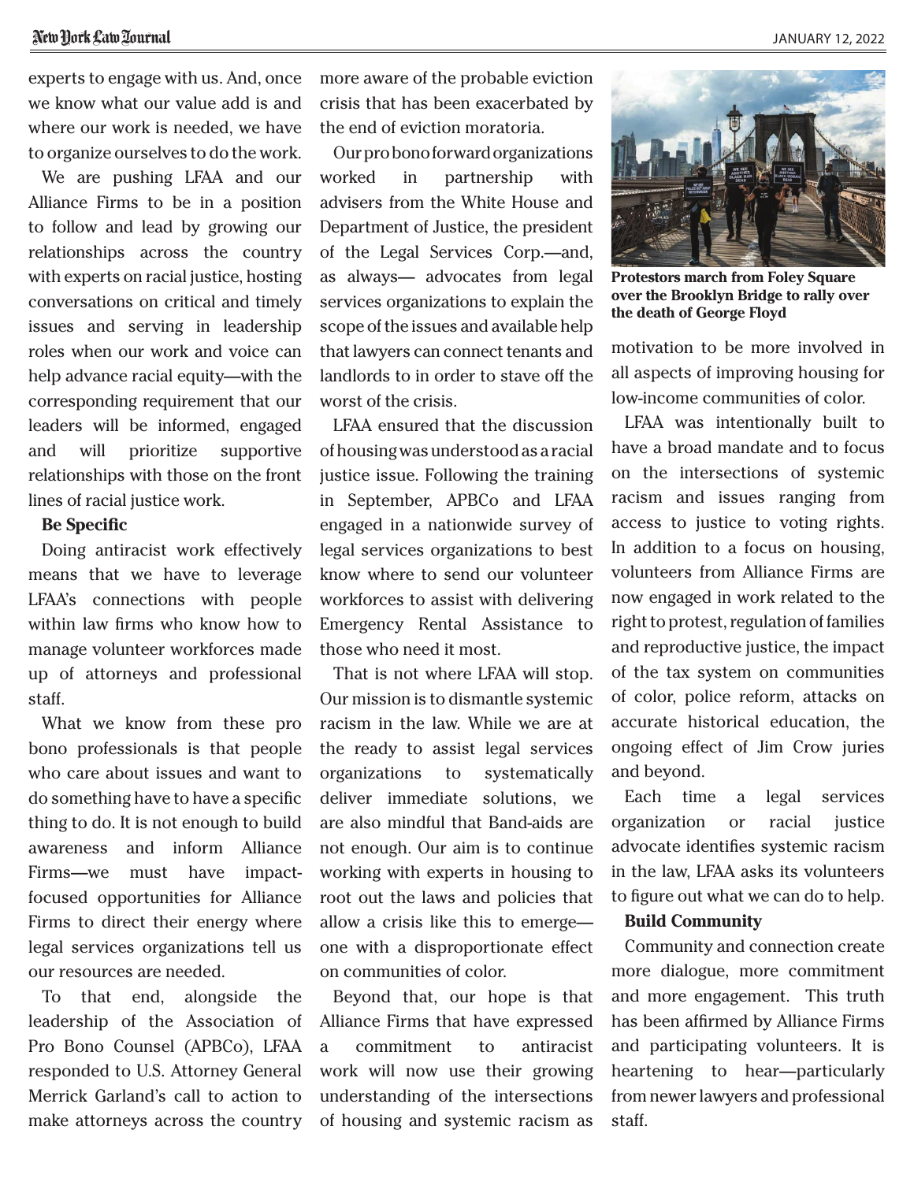experts to engage with us. And, once we know what our value add is and where our work is needed, we have to organize ourselves to do the work.

We are pushing LFAA and our Alliance Firms to be in a position to follow and lead by growing our relationships across the country with experts on racial justice, hosting conversations on critical and timely issues and serving in leadership roles when our work and voice can help advance racial equity—with the corresponding requirement that our leaders will be informed, engaged and will prioritize supportive relationships with those on the front lines of racial justice work.

**Be Specific**

Doing antiracist work effectively means that we have to leverage LFAA's connections with people within law firms who know how to manage volunteer workforces made up of attorneys and professional staff.

What we know from these pro bono professionals is that people who care about issues and want to do something have to have a specific thing to do. It is not enough to build awareness and inform Alliance Firms—we must have impact-focused opportunities for Alliance Firms to direct their energy where legal services organizations tell us our resources are needed.

To that end, alongside the leadership of the Association of Pro Bono Counsel (APBCo), LFAA responded to U.S. Attorney General Merrick Garland's call to action to make attorneys across the country more aware of the probable eviction crisis that has been exacerbated by the end of eviction moratoria.

Our pro bono forward organizations worked in partnership with advisers from the White House and Department of Justice, the president of the Legal Services Corp.—and, as always— advocates from legal services organizations to explain the scope of the issues and available help that lawyers can connect tenants and landlords to in order to stave off the worst of the crisis.

LFAA ensured that the discussion of housing was understood as a racial justice issue. Following the training in September, APBCo and LFAA engaged in a nationwide survey of legal services organizations to best know where to send our volunteer workforces to assist with delivering Emergency Rental Assistance to those who need it most.

That is not where LFAA will stop. Our mission is to dismantle systemic racism in the law. While we are at the ready to assist legal services organizations to systematically deliver immediate solutions, we are also mindful that Band-aids are not enough. Our aim is to continue working with experts in housing to root out the laws and policies that allow a crisis like this to emerge—one with a disproportionate effect on communities of color.

Beyond that, our hope is that Alliance Firms that have expressed a commitment to antiracist work will now use their growing understanding of the intersections of housing and systemic racism as motivation to be more involved in all aspects of improving housing for low-income communities of color.

**Protestors march from Foley Square over the Brooklyn Bridge to rally over the death of George Floyd**

LFAA was intentionally built to have a broad mandate and to focus on the intersections of systemic racism and issues ranging from access to justice to voting rights. In addition to a focus on housing, volunteers from Alliance Firms are now engaged in work related to the right to protest, regulation of families and reproductive justice, the impact of the tax system on communities of color, police reform, attacks on accurate historical education, the ongoing effect of Jim Crow juries and beyond.

Each time a legal services organization or racial justice advocate identifies systemic racism in the law, LFAA asks its volunteers to figure out what we can do to help.

**Build Community**

Community and connection create more dialogue, more commitment and more engagement. This truth has been affirmed by Alliance Firms and participating volunteers. It is heartening to hear—particularly from newer lawyers and professional staff.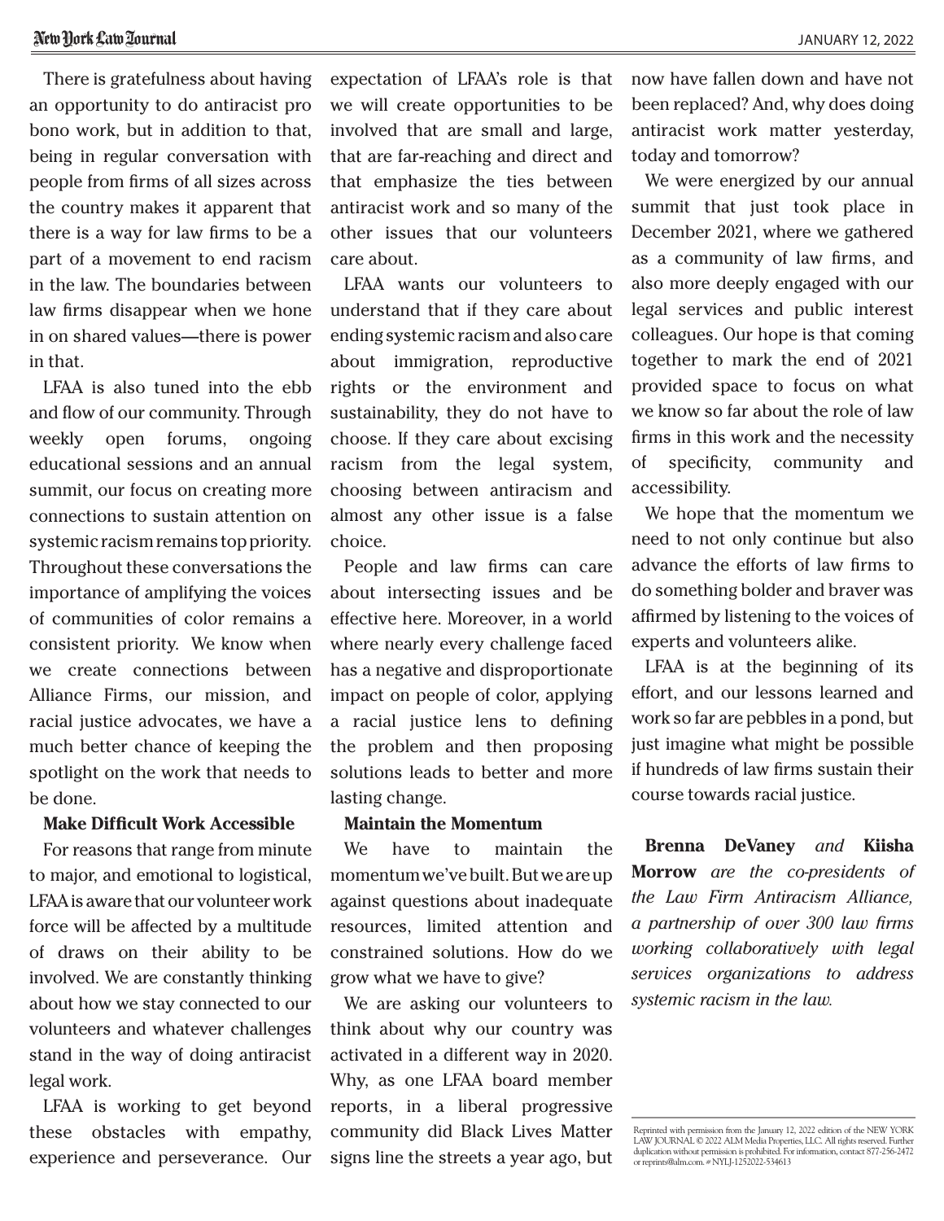There is gratefulness about having an opportunity to do antiracist pro bono work, but in addition to that, being in regular conversation with people from firms of all sizes across the country makes it apparent that there is a way for law firms to be a part of a movement to end racism in the law. The boundaries between law firms disappear when we hone in on shared values—there is power in that.

LFAA is also tuned into the ebb and flow of our community. Through weekly open forums, ongoing educational sessions and an annual summit, our focus on creating more connections to sustain attention on systemic racism remains top priority. Throughout these conversations the importance of amplifying the voices of communities of color remains a consistent priority. We know when we create connections between Alliance Firms, our mission, and racial justice advocates, we have a much better chance of keeping the spotlight on the work that needs to be done.

**Make Difficult Work Accessible**

For reasons that range from minute to major, and emotional to logistical, LFAA is aware that our volunteer work force will be affected by a multitude of draws on their ability to be involved. We are constantly thinking about how we stay connected to our volunteers and whatever challenges stand in the way of doing antiracist legal work.

LFAA is working to get beyond these obstacles with empathy, experience and perseverance. Our expectation of LFAA's role is that we will create opportunities to be involved that are small and large, that are far-reaching and direct and that emphasize the ties between antiracist work and so many of the other issues that our volunteers care about.

LFAA wants our volunteers to understand that if they care about ending systemic racism and also care about immigration, reproductive rights or the environment and sustainability, they do not have to choose. If they care about excising racism from the legal system, choosing between antiracism and almost any other issue is a false choice.

People and law firms can care about intersecting issues and be effective here. Moreover, in a world where nearly every challenge faced has a negative and disproportionate impact on people of color, applying a racial justice lens to defining the problem and then proposing solutions leads to better and more lasting change.

**Maintain the Momentum**

We have to maintain the momentum we've built. But we are up against questions about inadequate resources, limited attention and constrained solutions. How do we grow what we have to give?

We are asking our volunteers to think about why our country was activated in a different way in 2020. Why, as one LFAA board member reports, in a liberal progressive community did Black Lives Matter signs line the streets a year ago, but now have fallen down and have not been replaced? And, why does doing antiracist work matter yesterday, today and tomorrow?

We were energized by our annual summit that just took place in December 2021, where we gathered as a community of law firms, and also more deeply engaged with our legal services and public interest colleagues. Our hope is that coming together to mark the end of 2021 provided space to focus on what we know so far about the role of law firms in this work and the necessity of specificity, community and accessibility.

We hope that the momentum we need to not only continue but also advance the efforts of law firms to do something bolder and braver was affirmed by listening to the voices of experts and volunteers alike.

LFAA is at the beginning of its effort, and our lessons learned and work so far are pebbles in a pond, but just imagine what might be possible if hundreds of law firms sustain their course towards racial justice.

**Brenna DeVaney** *and* **Kiisha Morrow** *are the co-presidents of the Law Firm Antiracism Alliance, a partnership of over 300 law firms working collaboratively with legal services organizations to address systemic racism in the law.*

Reprinted with permission from the January 12, 2022 edition of the NEW YORK LAW JOURNAL © 2022 ALM Media Properties, LLC. All rights reserved. Further duplication without permission is prohibited. For information, contact 877-256-2472 or reprints@alm.com. # NYLJ-1252022-534613